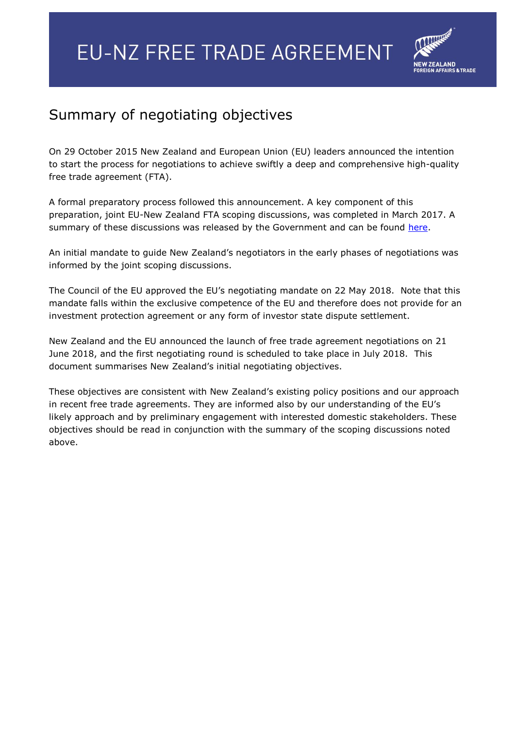# EU-NZ FREE TRADE AGREEMENT

NEW ZEALAND
FOREIGN AFFAIRS & TRADE

## Summary of negotiating objectives

On 29 October 2015 New Zealand and European Union (EU) leaders announced the intention to start the process for negotiations to achieve swiftly a deep and comprehensive high-quality free trade agreement (FTA).

A formal preparatory process followed this announcement. A key component of this preparation, joint EU-New Zealand FTA scoping discussions, was completed in March 2017. A summary of these discussions was released by the Government and can be found here.

An initial mandate to guide New Zealand's negotiators in the early phases of negotiations was informed by the joint scoping discussions.

The Council of the EU approved the EU's negotiating mandate on 22 May 2018. Note that this mandate falls within the exclusive competence of the EU and therefore does not provide for an investment protection agreement or any form of investor state dispute settlement.

New Zealand and the EU announced the launch of free trade agreement negotiations on 21 June 2018, and the first negotiating round is scheduled to take place in July 2018. This document summarises New Zealand's initial negotiating objectives.

These objectives are consistent with New Zealand's existing policy positions and our approach in recent free trade agreements. They are informed also by our understanding of the EU's likely approach and by preliminary engagement with interested domestic stakeholders. These objectives should be read in conjunction with the summary of the scoping discussions noted above.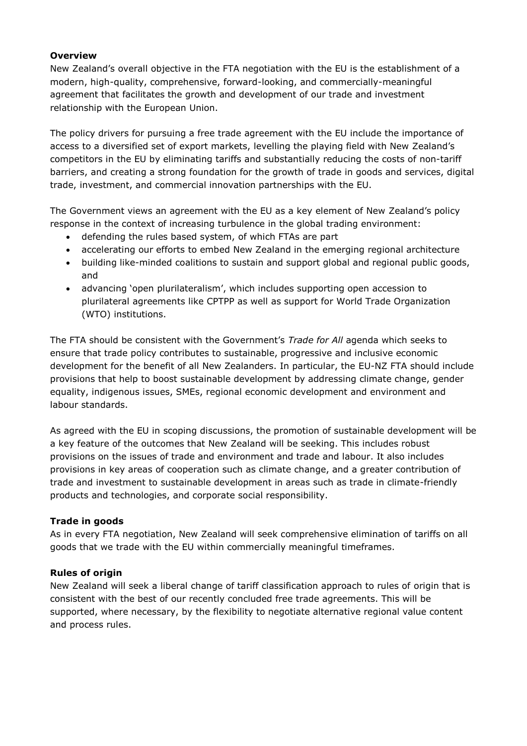**Overview**

New Zealand's overall objective in the FTA negotiation with the EU is the establishment of a modern, high-quality, comprehensive, forward-looking, and commercially-meaningful agreement that facilitates the growth and development of our trade and investment relationship with the European Union.

The policy drivers for pursuing a free trade agreement with the EU include the importance of access to a diversified set of export markets, levelling the playing field with New Zealand's competitors in the EU by eliminating tariffs and substantially reducing the costs of non-tariff barriers, and creating a strong foundation for the growth of trade in goods and services, digital trade, investment, and commercial innovation partnerships with the EU.

The Government views an agreement with the EU as a key element of New Zealand's policy response in the context of increasing turbulence in the global trading environment:

- defending the rules based system, of which FTAs are part
- accelerating our efforts to embed New Zealand in the emerging regional architecture
- building like-minded coalitions to sustain and support global and regional public goods, and
- advancing 'open plurilateralism', which includes supporting open accession to plurilateral agreements like CPTPP as well as support for World Trade Organization (WTO) institutions.

The FTA should be consistent with the Government's *Trade for All* agenda which seeks to ensure that trade policy contributes to sustainable, progressive and inclusive economic development for the benefit of all New Zealanders. In particular, the EU-NZ FTA should include provisions that help to boost sustainable development by addressing climate change, gender equality, indigenous issues, SMEs, regional economic development and environment and labour standards.

As agreed with the EU in scoping discussions, the promotion of sustainable development will be a key feature of the outcomes that New Zealand will be seeking. This includes robust provisions on the issues of trade and environment and trade and labour. It also includes provisions in key areas of cooperation such as climate change, and a greater contribution of trade and investment to sustainable development in areas such as trade in climate-friendly products and technologies, and corporate social responsibility.

**Trade in goods**

As in every FTA negotiation, New Zealand will seek comprehensive elimination of tariffs on all goods that we trade with the EU within commercially meaningful timeframes.

**Rules of origin**

New Zealand will seek a liberal change of tariff classification approach to rules of origin that is consistent with the best of our recently concluded free trade agreements. This will be supported, where necessary, by the flexibility to negotiate alternative regional value content and process rules.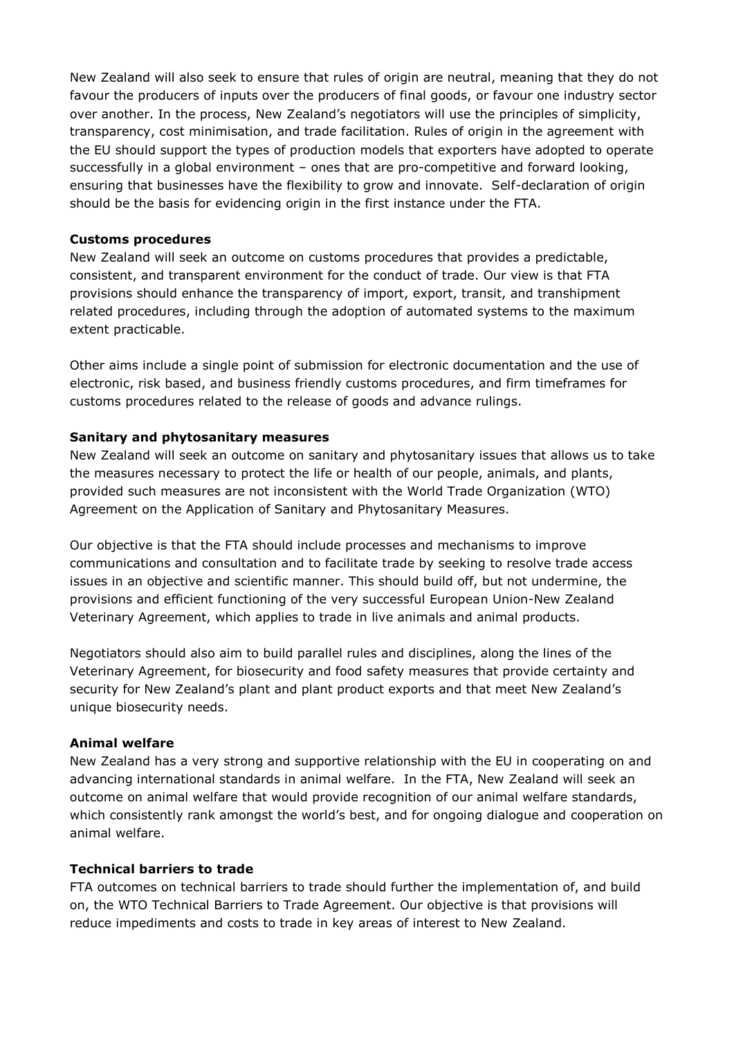New Zealand will also seek to ensure that rules of origin are neutral, meaning that they do not favour the producers of inputs over the producers of final goods, or favour one industry sector over another. In the process, New Zealand's negotiators will use the principles of simplicity, transparency, cost minimisation, and trade facilitation. Rules of origin in the agreement with the EU should support the types of production models that exporters have adopted to operate successfully in a global environment – ones that are pro-competitive and forward looking, ensuring that businesses have the flexibility to grow and innovate. Self-declaration of origin should be the basis for evidencing origin in the first instance under the FTA.

**Customs procedures**

New Zealand will seek an outcome on customs procedures that provides a predictable, consistent, and transparent environment for the conduct of trade. Our view is that FTA provisions should enhance the transparency of import, export, transit, and transhipment related procedures, including through the adoption of automated systems to the maximum extent practicable.

Other aims include a single point of submission for electronic documentation and the use of electronic, risk based, and business friendly customs procedures, and firm timeframes for customs procedures related to the release of goods and advance rulings.

**Sanitary and phytosanitary measures**

New Zealand will seek an outcome on sanitary and phytosanitary issues that allows us to take the measures necessary to protect the life or health of our people, animals, and plants, provided such measures are not inconsistent with the World Trade Organization (WTO) Agreement on the Application of Sanitary and Phytosanitary Measures.

Our objective is that the FTA should include processes and mechanisms to improve communications and consultation and to facilitate trade by seeking to resolve trade access issues in an objective and scientific manner. This should build off, but not undermine, the provisions and efficient functioning of the very successful European Union-New Zealand Veterinary Agreement, which applies to trade in live animals and animal products.

Negotiators should also aim to build parallel rules and disciplines, along the lines of the Veterinary Agreement, for biosecurity and food safety measures that provide certainty and security for New Zealand's plant and plant product exports and that meet New Zealand's unique biosecurity needs.

**Animal welfare**

New Zealand has a very strong and supportive relationship with the EU in cooperating on and advancing international standards in animal welfare. In the FTA, New Zealand will seek an outcome on animal welfare that would provide recognition of our animal welfare standards, which consistently rank amongst the world's best, and for ongoing dialogue and cooperation on animal welfare.

**Technical barriers to trade**

FTA outcomes on technical barriers to trade should further the implementation of, and build on, the WTO Technical Barriers to Trade Agreement. Our objective is that provisions will reduce impediments and costs to trade in key areas of interest to New Zealand.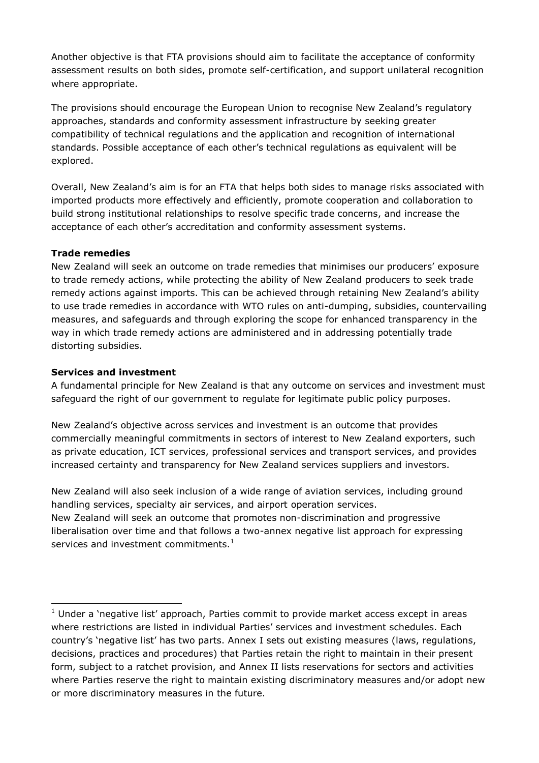Another objective is that FTA provisions should aim to facilitate the acceptance of conformity assessment results on both sides, promote self-certification, and support unilateral recognition where appropriate.

The provisions should encourage the European Union to recognise New Zealand's regulatory approaches, standards and conformity assessment infrastructure by seeking greater compatibility of technical regulations and the application and recognition of international standards. Possible acceptance of each other's technical regulations as equivalent will be explored.

Overall, New Zealand's aim is for an FTA that helps both sides to manage risks associated with imported products more effectively and efficiently, promote cooperation and collaboration to build strong institutional relationships to resolve specific trade concerns, and increase the acceptance of each other's accreditation and conformity assessment systems.

**Trade remedies**

New Zealand will seek an outcome on trade remedies that minimises our producers' exposure to trade remedy actions, while protecting the ability of New Zealand producers to seek trade remedy actions against imports. This can be achieved through retaining New Zealand's ability to use trade remedies in accordance with WTO rules on anti-dumping, subsidies, countervailing measures, and safeguards and through exploring the scope for enhanced transparency in the way in which trade remedy actions are administered and in addressing potentially trade distorting subsidies.

**Services and investment**

A fundamental principle for New Zealand is that any outcome on services and investment must safeguard the right of our government to regulate for legitimate public policy purposes.

New Zealand's objective across services and investment is an outcome that provides commercially meaningful commitments in sectors of interest to New Zealand exporters, such as private education, ICT services, professional services and transport services, and provides increased certainty and transparency for New Zealand services suppliers and investors.

New Zealand will also seek inclusion of a wide range of aviation services, including ground handling services, specialty air services, and airport operation services.
New Zealand will seek an outcome that promotes non-discrimination and progressive liberalisation over time and that follows a two-annex negative list approach for expressing services and investment commitments.[1]

---

[1] Under a 'negative list' approach, Parties commit to provide market access except in areas where restrictions are listed in individual Parties' services and investment schedules. Each country's 'negative list' has two parts. Annex I sets out existing measures (laws, regulations, decisions, practices and procedures) that Parties retain the right to maintain in their present form, subject to a ratchet provision, and Annex II lists reservations for sectors and activities where Parties reserve the right to maintain existing discriminatory measures and/or adopt new or more discriminatory measures in the future.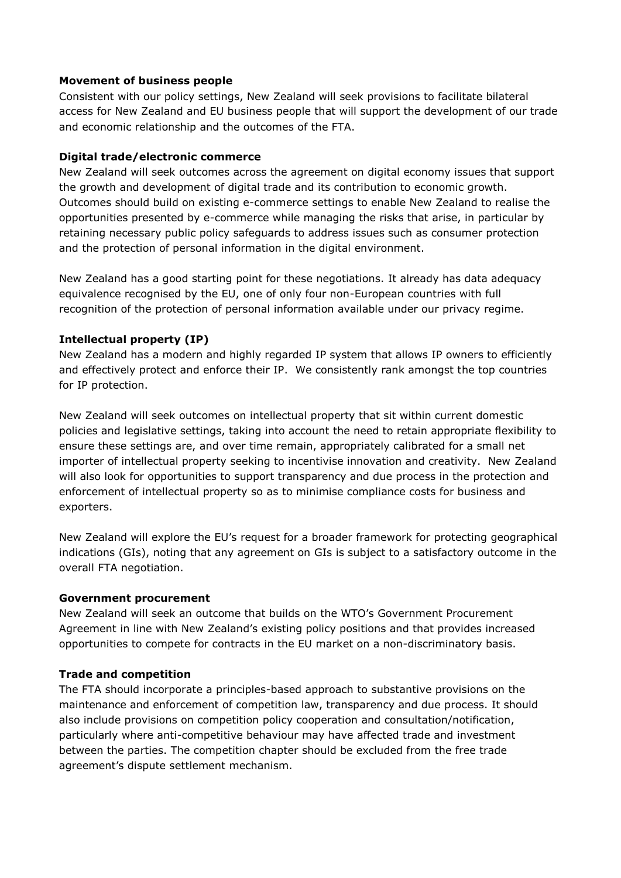**Movement of business people**

Consistent with our policy settings, New Zealand will seek provisions to facilitate bilateral access for New Zealand and EU business people that will support the development of our trade and economic relationship and the outcomes of the FTA.

**Digital trade/electronic commerce**

New Zealand will seek outcomes across the agreement on digital economy issues that support the growth and development of digital trade and its contribution to economic growth. Outcomes should build on existing e-commerce settings to enable New Zealand to realise the opportunities presented by e-commerce while managing the risks that arise, in particular by retaining necessary public policy safeguards to address issues such as consumer protection and the protection of personal information in the digital environment.

New Zealand has a good starting point for these negotiations. It already has data adequacy equivalence recognised by the EU, one of only four non-European countries with full recognition of the protection of personal information available under our privacy regime.

**Intellectual property (IP)**

New Zealand has a modern and highly regarded IP system that allows IP owners to efficiently and effectively protect and enforce their IP. We consistently rank amongst the top countries for IP protection.

New Zealand will seek outcomes on intellectual property that sit within current domestic policies and legislative settings, taking into account the need to retain appropriate flexibility to ensure these settings are, and over time remain, appropriately calibrated for a small net importer of intellectual property seeking to incentivise innovation and creativity. New Zealand will also look for opportunities to support transparency and due process in the protection and enforcement of intellectual property so as to minimise compliance costs for business and exporters.

New Zealand will explore the EU's request for a broader framework for protecting geographical indications (GIs), noting that any agreement on GIs is subject to a satisfactory outcome in the overall FTA negotiation.

**Government procurement**

New Zealand will seek an outcome that builds on the WTO's Government Procurement Agreement in line with New Zealand's existing policy positions and that provides increased opportunities to compete for contracts in the EU market on a non-discriminatory basis.

**Trade and competition**

The FTA should incorporate a principles-based approach to substantive provisions on the maintenance and enforcement of competition law, transparency and due process. It should also include provisions on competition policy cooperation and consultation/notification, particularly where anti-competitive behaviour may have affected trade and investment between the parties. The competition chapter should be excluded from the free trade agreement's dispute settlement mechanism.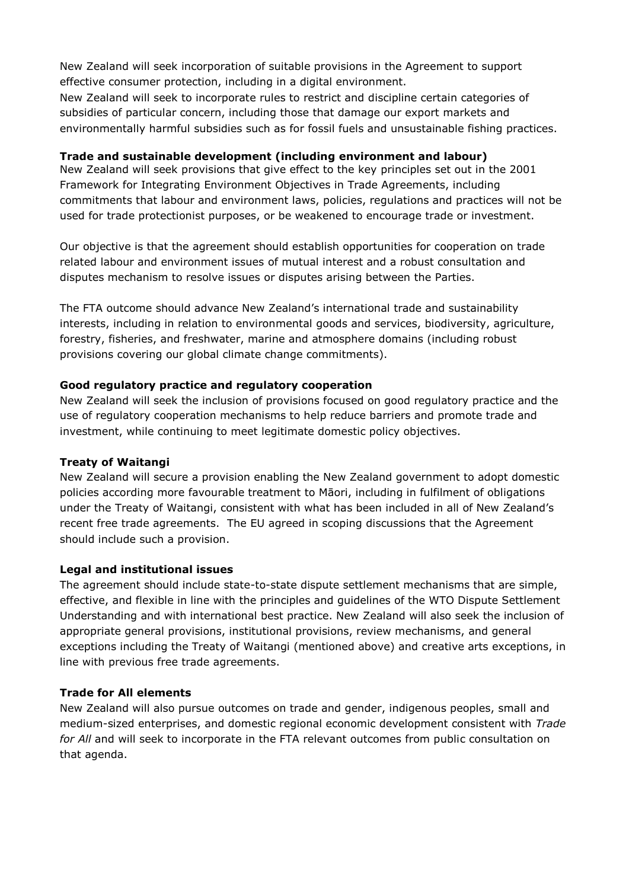New Zealand will seek incorporation of suitable provisions in the Agreement to support effective consumer protection, including in a digital environment.
New Zealand will seek to incorporate rules to restrict and discipline certain categories of subsidies of particular concern, including those that damage our export markets and environmentally harmful subsidies such as for fossil fuels and unsustainable fishing practices.

**Trade and sustainable development (including environment and labour)**
New Zealand will seek provisions that give effect to the key principles set out in the 2001 Framework for Integrating Environment Objectives in Trade Agreements, including commitments that labour and environment laws, policies, regulations and practices will not be used for trade protectionist purposes, or be weakened to encourage trade or investment.

Our objective is that the agreement should establish opportunities for cooperation on trade related labour and environment issues of mutual interest and a robust consultation and disputes mechanism to resolve issues or disputes arising between the Parties.

The FTA outcome should advance New Zealand's international trade and sustainability interests, including in relation to environmental goods and services, biodiversity, agriculture, forestry, fisheries, and freshwater, marine and atmosphere domains (including robust provisions covering our global climate change commitments).

**Good regulatory practice and regulatory cooperation**
New Zealand will seek the inclusion of provisions focused on good regulatory practice and the use of regulatory cooperation mechanisms to help reduce barriers and promote trade and investment, while continuing to meet legitimate domestic policy objectives.

**Treaty of Waitangi**
New Zealand will secure a provision enabling the New Zealand government to adopt domestic policies according more favourable treatment to Māori, including in fulfilment of obligations under the Treaty of Waitangi, consistent with what has been included in all of New Zealand's recent free trade agreements. The EU agreed in scoping discussions that the Agreement should include such a provision.

**Legal and institutional issues**
The agreement should include state-to-state dispute settlement mechanisms that are simple, effective, and flexible in line with the principles and guidelines of the WTO Dispute Settlement Understanding and with international best practice. New Zealand will also seek the inclusion of appropriate general provisions, institutional provisions, review mechanisms, and general exceptions including the Treaty of Waitangi (mentioned above) and creative arts exceptions, in line with previous free trade agreements.

**Trade for All elements**
New Zealand will also pursue outcomes on trade and gender, indigenous peoples, small and medium-sized enterprises, and domestic regional economic development consistent with *Trade for All* and will seek to incorporate in the FTA relevant outcomes from public consultation on that agenda.